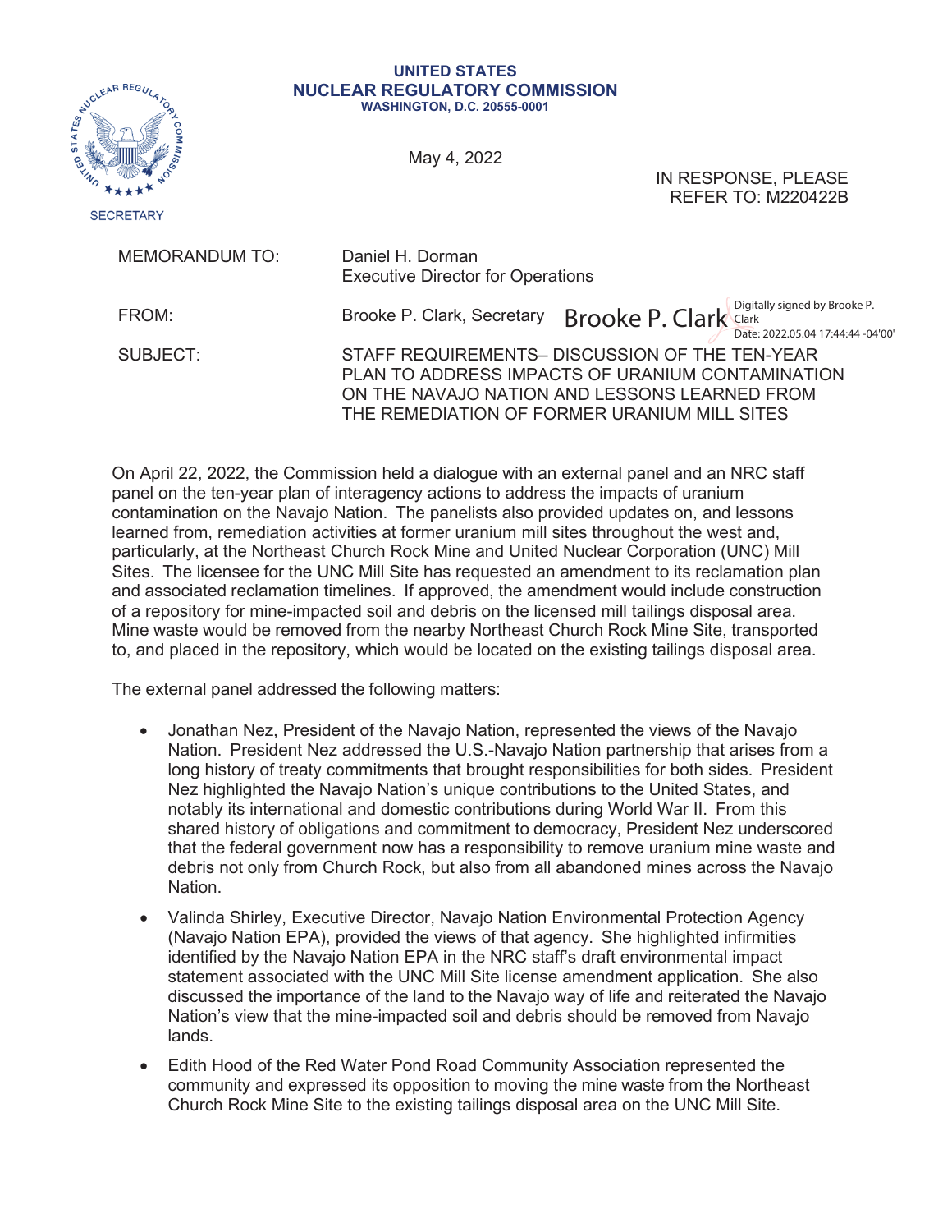**UNITED STATES**
**NUCLEAR REGULATORY COMMISSION**
**WASHINGTON, D.C. 20555-0001**

SECRETARY

May 4, 2022

IN RESPONSE, PLEASE REFER TO: M220422B

MEMORANDUM TO: Daniel H. Dorman
Executive Director for Operations

FROM: Brooke P. Clark, Secretary

Brooke P. Clark — Digitally signed by Brooke P. Clark
Date: 2022.05.04 17:44:44 -04'00'

SUBJECT: STAFF REQUIREMENTS– DISCUSSION OF THE TEN-YEAR PLAN TO ADDRESS IMPACTS OF URANIUM CONTAMINATION ON THE NAVAJO NATION AND LESSONS LEARNED FROM THE REMEDIATION OF FORMER URANIUM MILL SITES

On April 22, 2022, the Commission held a dialogue with an external panel and an NRC staff panel on the ten-year plan of interagency actions to address the impacts of uranium contamination on the Navajo Nation. The panelists also provided updates on, and lessons learned from, remediation activities at former uranium mill sites throughout the west and, particularly, at the Northeast Church Rock Mine and United Nuclear Corporation (UNC) Mill Sites. The licensee for the UNC Mill Site has requested an amendment to its reclamation plan and associated reclamation timelines. If approved, the amendment would include construction of a repository for mine-impacted soil and debris on the licensed mill tailings disposal area. Mine waste would be removed from the nearby Northeast Church Rock Mine Site, transported to, and placed in the repository, which would be located on the existing tailings disposal area.

The external panel addressed the following matters:

- Jonathan Nez, President of the Navajo Nation, represented the views of the Navajo Nation. President Nez addressed the U.S.-Navajo Nation partnership that arises from a long history of treaty commitments that brought responsibilities for both sides. President Nez highlighted the Navajo Nation's unique contributions to the United States, and notably its international and domestic contributions during World War II. From this shared history of obligations and commitment to democracy, President Nez underscored that the federal government now has a responsibility to remove uranium mine waste and debris not only from Church Rock, but also from all abandoned mines across the Navajo Nation.
- Valinda Shirley, Executive Director, Navajo Nation Environmental Protection Agency (Navajo Nation EPA), provided the views of that agency. She highlighted infirmities identified by the Navajo Nation EPA in the NRC staff's draft environmental impact statement associated with the UNC Mill Site license amendment application. She also discussed the importance of the land to the Navajo way of life and reiterated the Navajo Nation's view that the mine-impacted soil and debris should be removed from Navajo lands.
- Edith Hood of the Red Water Pond Road Community Association represented the community and expressed its opposition to moving the mine waste from the Northeast Church Rock Mine Site to the existing tailings disposal area on the UNC Mill Site.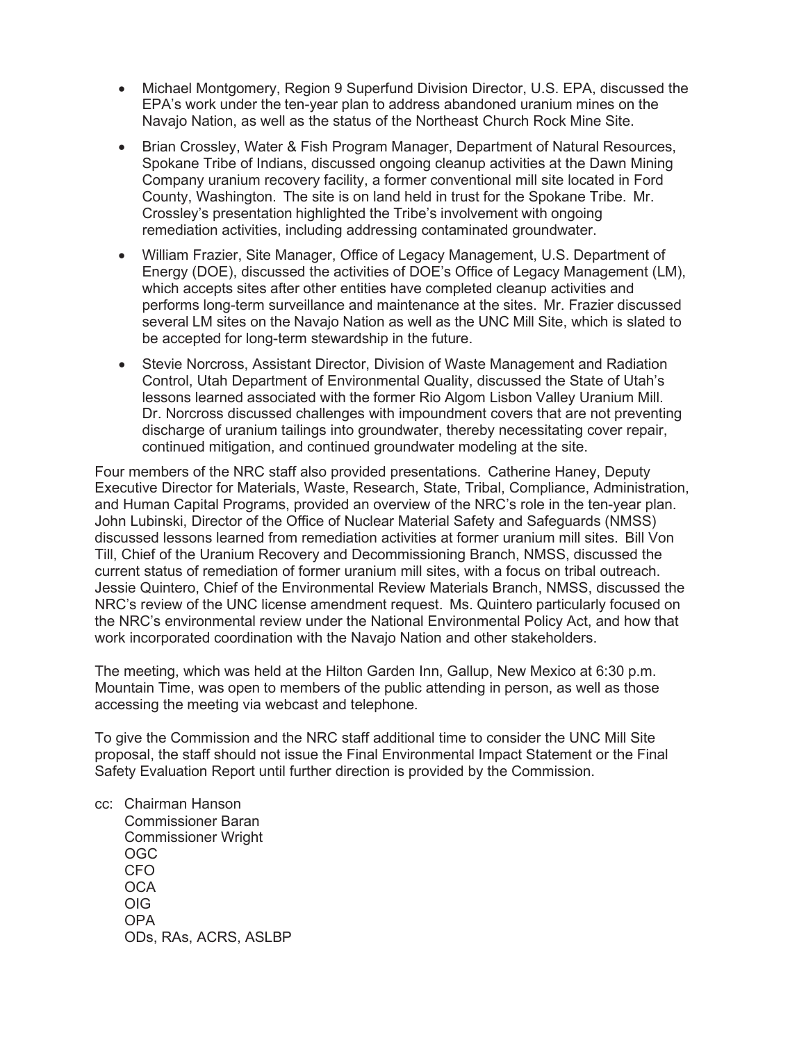- Michael Montgomery, Region 9 Superfund Division Director, U.S. EPA, discussed the EPA's work under the ten-year plan to address abandoned uranium mines on the Navajo Nation, as well as the status of the Northeast Church Rock Mine Site.
- Brian Crossley, Water & Fish Program Manager, Department of Natural Resources, Spokane Tribe of Indians, discussed ongoing cleanup activities at the Dawn Mining Company uranium recovery facility, a former conventional mill site located in Ford County, Washington. The site is on land held in trust for the Spokane Tribe. Mr. Crossley's presentation highlighted the Tribe's involvement with ongoing remediation activities, including addressing contaminated groundwater.
- William Frazier, Site Manager, Office of Legacy Management, U.S. Department of Energy (DOE), discussed the activities of DOE's Office of Legacy Management (LM), which accepts sites after other entities have completed cleanup activities and performs long-term surveillance and maintenance at the sites. Mr. Frazier discussed several LM sites on the Navajo Nation as well as the UNC Mill Site, which is slated to be accepted for long-term stewardship in the future.
- Stevie Norcross, Assistant Director, Division of Waste Management and Radiation Control, Utah Department of Environmental Quality, discussed the State of Utah's lessons learned associated with the former Rio Algom Lisbon Valley Uranium Mill. Dr. Norcross discussed challenges with impoundment covers that are not preventing discharge of uranium tailings into groundwater, thereby necessitating cover repair, continued mitigation, and continued groundwater modeling at the site.

Four members of the NRC staff also provided presentations. Catherine Haney, Deputy Executive Director for Materials, Waste, Research, State, Tribal, Compliance, Administration, and Human Capital Programs, provided an overview of the NRC's role in the ten-year plan. John Lubinski, Director of the Office of Nuclear Material Safety and Safeguards (NMSS) discussed lessons learned from remediation activities at former uranium mill sites. Bill Von Till, Chief of the Uranium Recovery and Decommissioning Branch, NMSS, discussed the current status of remediation of former uranium mill sites, with a focus on tribal outreach. Jessie Quintero, Chief of the Environmental Review Materials Branch, NMSS, discussed the NRC's review of the UNC license amendment request. Ms. Quintero particularly focused on the NRC's environmental review under the National Environmental Policy Act, and how that work incorporated coordination with the Navajo Nation and other stakeholders.

The meeting, which was held at the Hilton Garden Inn, Gallup, New Mexico at 6:30 p.m. Mountain Time, was open to members of the public attending in person, as well as those accessing the meeting via webcast and telephone.

To give the Commission and the NRC staff additional time to consider the UNC Mill Site proposal, the staff should not issue the Final Environmental Impact Statement or the Final Safety Evaluation Report until further direction is provided by the Commission.

cc: Chairman Hanson
Commissioner Baran
Commissioner Wright
OGC
CFO
OCA
OIG
OPA
ODs, RAs, ACRS, ASLBP